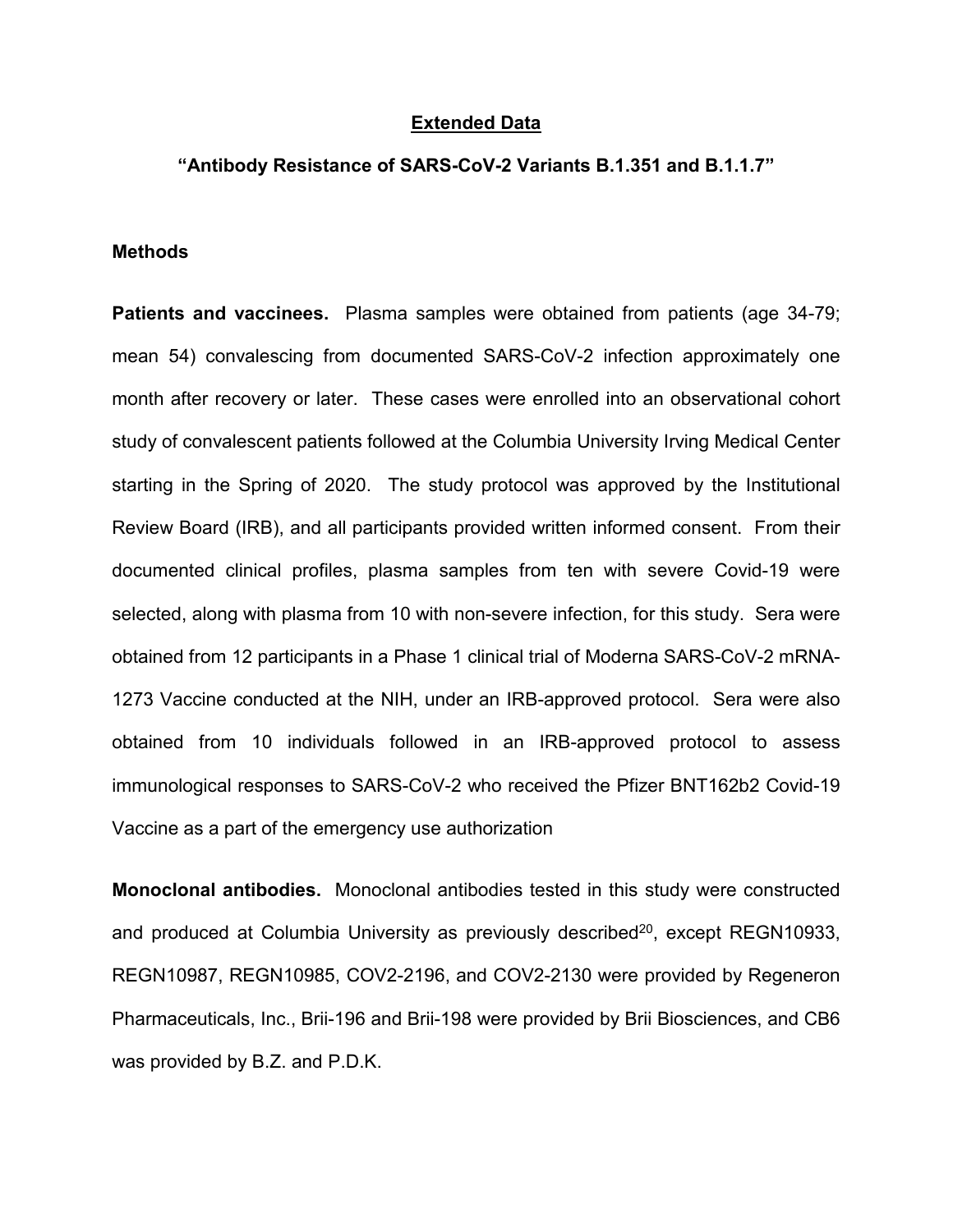## Extended Data

### "Antibody Resistance of SARS-CoV-2 Variants B.1.351 and B.1.1.7"

### Methods

**Patients and vaccinees.** Plasma samples were obtained from patients (age 34-79; mean 54) convalescing from documented SARS-CoV-2 infection approximately one month after recovery or later. These cases were enrolled into an observational cohort study of convalescent patients followed at the Columbia University Irving Medical Center starting in the Spring of 2020. The study protocol was approved by the Institutional Review Board (IRB), and all participants provided written informed consent. From their documented clinical profiles, plasma samples from ten with severe Covid-19 were selected, along with plasma from 10 with non-severe infection, for this study. Sera were obtained from 12 participants in a Phase 1 clinical trial of Moderna SARS-CoV-2 mRNA-1273 Vaccine conducted at the NIH, under an IRB-approved protocol. Sera were also obtained from 10 individuals followed in an IRB-approved protocol to assess immunological responses to SARS-CoV-2 who received the Pfizer BNT162b2 Covid-19 Vaccine as a part of the emergency use authorization

**Monoclonal antibodies.** Monoclonal antibodies tested in this study were constructed and produced at Columbia University as previously described[20], except REGN10933, REGN10987, REGN10985, COV2-2196, and COV2-2130 were provided by Regeneron Pharmaceuticals, Inc., Brii-196 and Brii-198 were provided by Brii Biosciences, and CB6 was provided by B.Z. and P.D.K.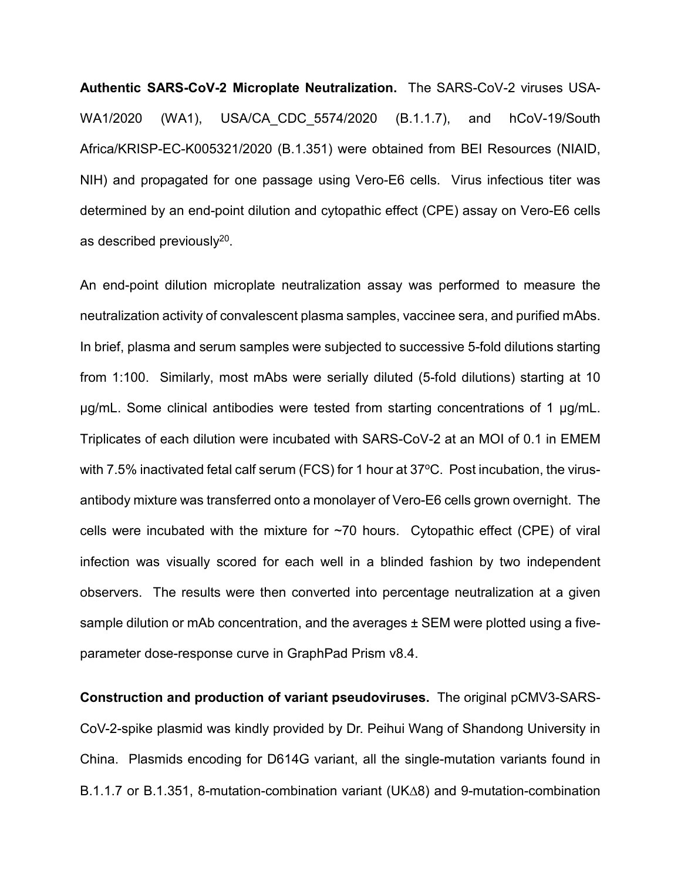**Authentic SARS-CoV-2 Microplate Neutralization.** The SARS-CoV-2 viruses USA-WA1/2020 (WA1), USA/CA_CDC_5574/2020 (B.1.1.7), and hCoV-19/South Africa/KRISP-EC-K005321/2020 (B.1.351) were obtained from BEI Resources (NIAID, NIH) and propagated for one passage using Vero-E6 cells. Virus infectious titer was determined by an end-point dilution and cytopathic effect (CPE) assay on Vero-E6 cells as described previously[20].

An end-point dilution microplate neutralization assay was performed to measure the neutralization activity of convalescent plasma samples, vaccinee sera, and purified mAbs. In brief, plasma and serum samples were subjected to successive 5-fold dilutions starting from 1:100. Similarly, most mAbs were serially diluted (5-fold dilutions) starting at 10 μg/mL. Some clinical antibodies were tested from starting concentrations of 1 μg/mL. Triplicates of each dilution were incubated with SARS-CoV-2 at an MOI of 0.1 in EMEM with 7.5% inactivated fetal calf serum (FCS) for 1 hour at 37°C. Post incubation, the virus-antibody mixture was transferred onto a monolayer of Vero-E6 cells grown overnight. The cells were incubated with the mixture for ~70 hours. Cytopathic effect (CPE) of viral infection was visually scored for each well in a blinded fashion by two independent observers. The results were then converted into percentage neutralization at a given sample dilution or mAb concentration, and the averages ± SEM were plotted using a five-parameter dose-response curve in GraphPad Prism v8.4.

**Construction and production of variant pseudoviruses.** The original pCMV3-SARS-CoV-2-spike plasmid was kindly provided by Dr. Peihui Wang of Shandong University in China. Plasmids encoding for D614G variant, all the single-mutation variants found in B.1.1.7 or B.1.351, 8-mutation-combination variant (UKΔ8) and 9-mutation-combination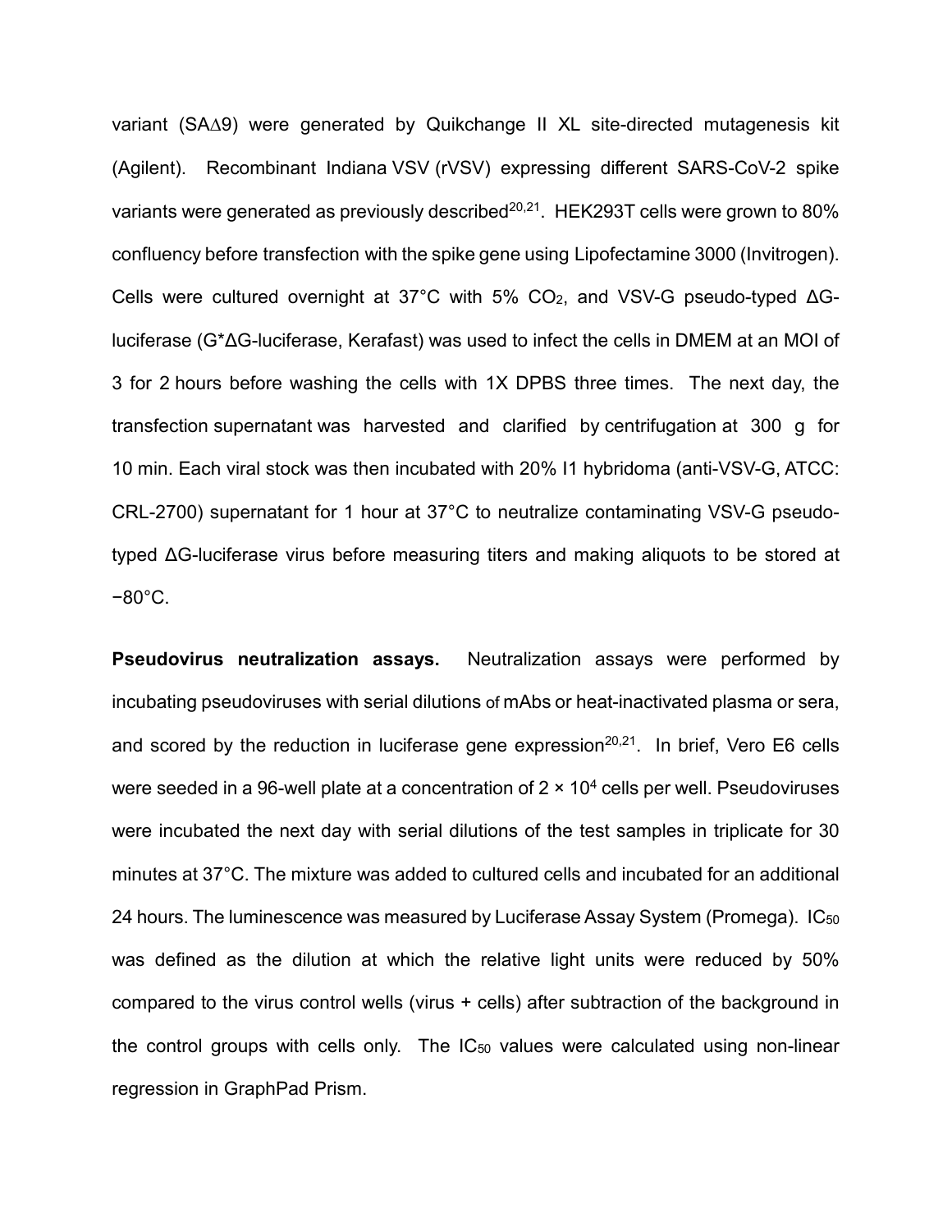variant (SA∆9) were generated by Quikchange II XL site-directed mutagenesis kit (Agilent). Recombinant Indiana VSV (rVSV) expressing different SARS-CoV-2 spike variants were generated as previously described[20,21]. HEK293T cells were grown to 80% confluency before transfection with the spike gene using Lipofectamine 3000 (Invitrogen). Cells were cultured overnight at 37°C with 5% $CO_2$, and VSV-G pseudo-typed ΔG-luciferase (G*ΔG-luciferase, Kerafast) was used to infect the cells in DMEM at an MOI of 3 for 2 hours before washing the cells with 1X DPBS three times. The next day, the transfection supernatant was harvested and clarified by centrifugation at 300 g for 10 min. Each viral stock was then incubated with 20% I1 hybridoma (anti-VSV-G, ATCC: CRL-2700) supernatant for 1 hour at 37°C to neutralize contaminating VSV-G pseudo-typed ΔG-luciferase virus before measuring titers and making aliquots to be stored at −80°C.

**Pseudovirus neutralization assays.** Neutralization assays were performed by incubating pseudoviruses with serial dilutions of mAbs or heat-inactivated plasma or sera, and scored by the reduction in luciferase gene expression[20,21]. In brief, Vero E6 cells were seeded in a 96-well plate at a concentration of $2 \times 10^4$ cells per well. Pseudoviruses were incubated the next day with serial dilutions of the test samples in triplicate for 30 minutes at 37°C. The mixture was added to cultured cells and incubated for an additional 24 hours. The luminescence was measured by Luciferase Assay System (Promega). $IC_{50}$ was defined as the dilution at which the relative light units were reduced by 50% compared to the virus control wells (virus + cells) after subtraction of the background in the control groups with cells only. The $IC_{50}$ values were calculated using non-linear regression in GraphPad Prism.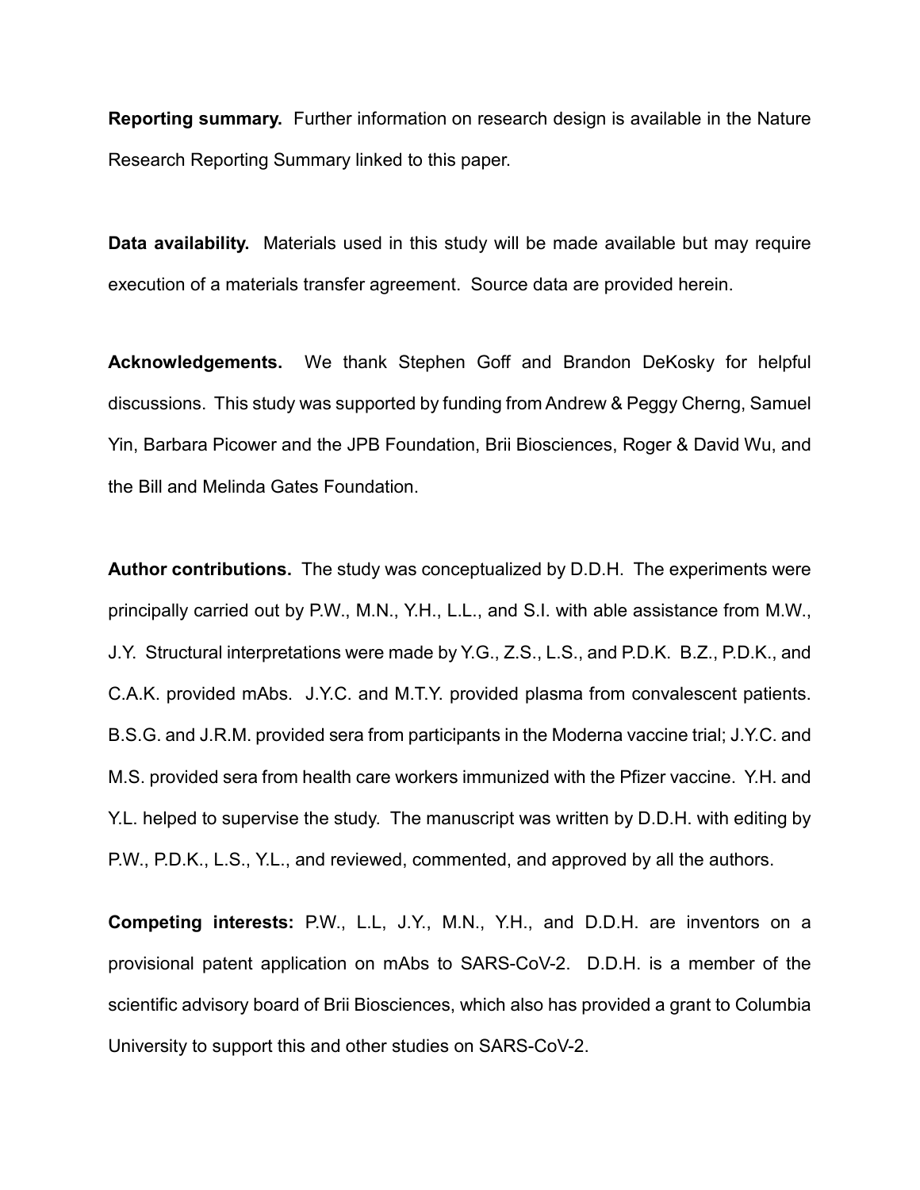**Reporting summary.** Further information on research design is available in the Nature Research Reporting Summary linked to this paper.

**Data availability.** Materials used in this study will be made available but may require execution of a materials transfer agreement. Source data are provided herein.

**Acknowledgements.** We thank Stephen Goff and Brandon DeKosky for helpful discussions. This study was supported by funding from Andrew & Peggy Cherng, Samuel Yin, Barbara Picower and the JPB Foundation, Brii Biosciences, Roger & David Wu, and the Bill and Melinda Gates Foundation.

**Author contributions.** The study was conceptualized by D.D.H. The experiments were principally carried out by P.W., M.N., Y.H., L.L., and S.I. with able assistance from M.W., J.Y. Structural interpretations were made by Y.G., Z.S., L.S., and P.D.K. B.Z., P.D.K., and C.A.K. provided mAbs. J.Y.C. and M.T.Y. provided plasma from convalescent patients. B.S.G. and J.R.M. provided sera from participants in the Moderna vaccine trial; J.Y.C. and M.S. provided sera from health care workers immunized with the Pfizer vaccine. Y.H. and Y.L. helped to supervise the study. The manuscript was written by D.D.H. with editing by P.W., P.D.K., L.S., Y.L., and reviewed, commented, and approved by all the authors.

**Competing interests:** P.W., L.L, J.Y., M.N., Y.H., and D.D.H. are inventors on a provisional patent application on mAbs to SARS-CoV-2. D.D.H. is a member of the scientific advisory board of Brii Biosciences, which also has provided a grant to Columbia University to support this and other studies on SARS-CoV-2.